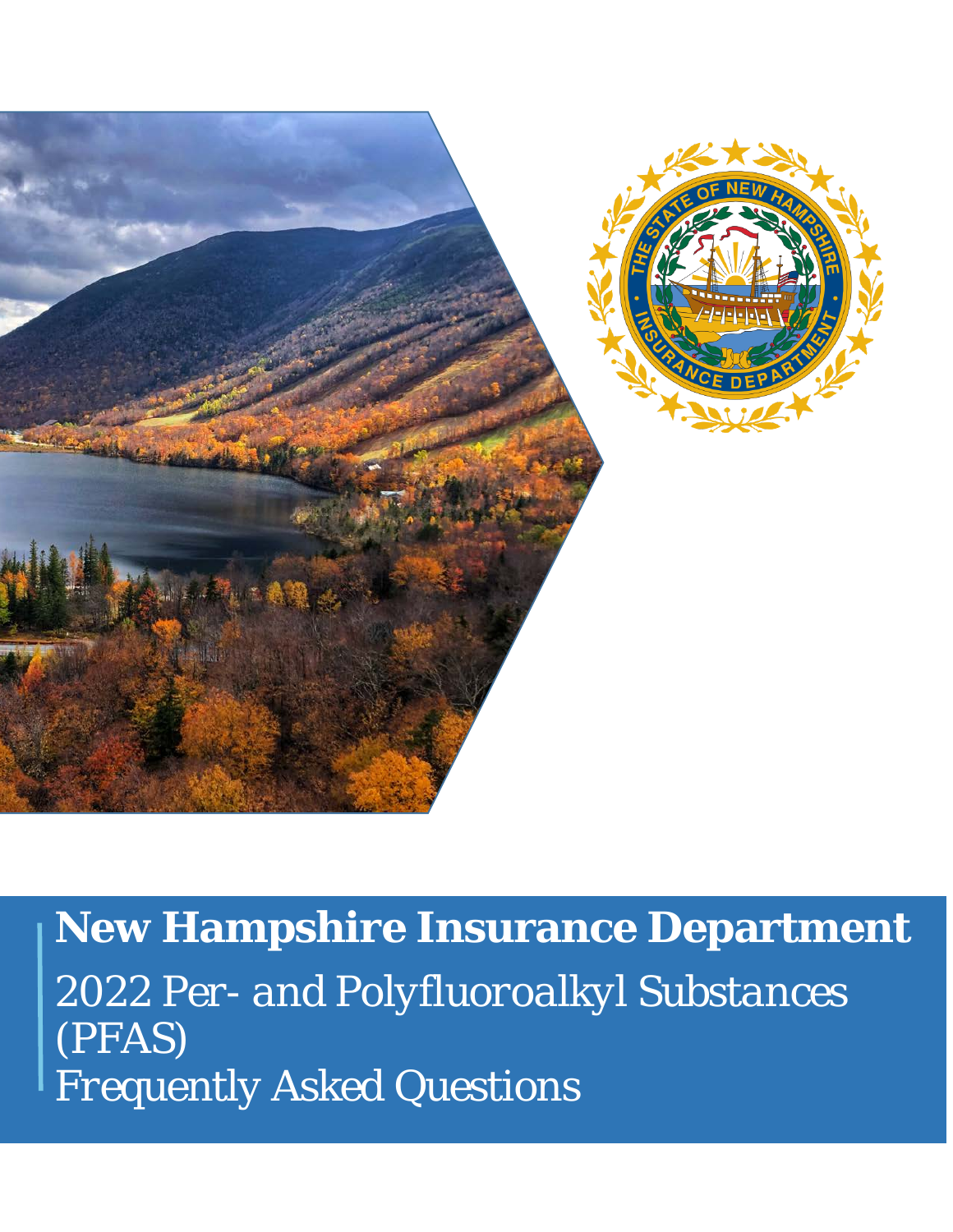# New Hampshire Insurance Department

*2022 Per- and Polyfluoroalkyl Substances (PFAS)*
*Frequently Asked Questions*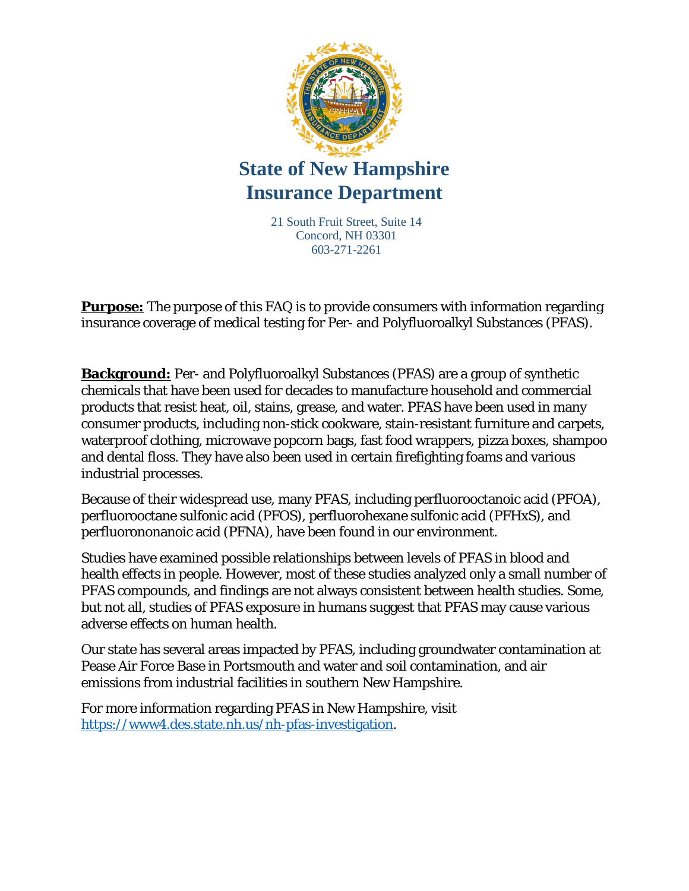# State of New Hampshire
# Insurance Department

21 South Fruit Street, Suite 14
Concord, NH 03301
603-271-2261

**Purpose:** The purpose of this FAQ is to provide consumers with information regarding insurance coverage of medical testing for Per- and Polyfluoroalkyl Substances (PFAS).

**Background:** Per- and Polyfluoroalkyl Substances (PFAS) are a group of synthetic chemicals that have been used for decades to manufacture household and commercial products that resist heat, oil, stains, grease, and water. PFAS have been used in many consumer products, including non-stick cookware, stain-resistant furniture and carpets, waterproof clothing, microwave popcorn bags, fast food wrappers, pizza boxes, shampoo and dental floss. They have also been used in certain firefighting foams and various industrial processes.

Because of their widespread use, many PFAS, including perfluorooctanoic acid (PFOA), perfluorooctane sulfonic acid (PFOS), perfluorohexane sulfonic acid (PFHxS), and perfluorononanoic acid (PFNA), have been found in our environment.

Studies have examined possible relationships between levels of PFAS in blood and health effects in people. However, most of these studies analyzed only a small number of PFAS compounds, and findings are not always consistent between health studies. Some, but not all, studies of PFAS exposure in humans suggest that PFAS may cause various adverse effects on human health.

Our state has several areas impacted by PFAS, including groundwater contamination at Pease Air Force Base in Portsmouth and water and soil contamination, and air emissions from industrial facilities in southern New Hampshire.

For more information regarding PFAS in New Hampshire, visit https://www4.des.state.nh.us/nh-pfas-investigation.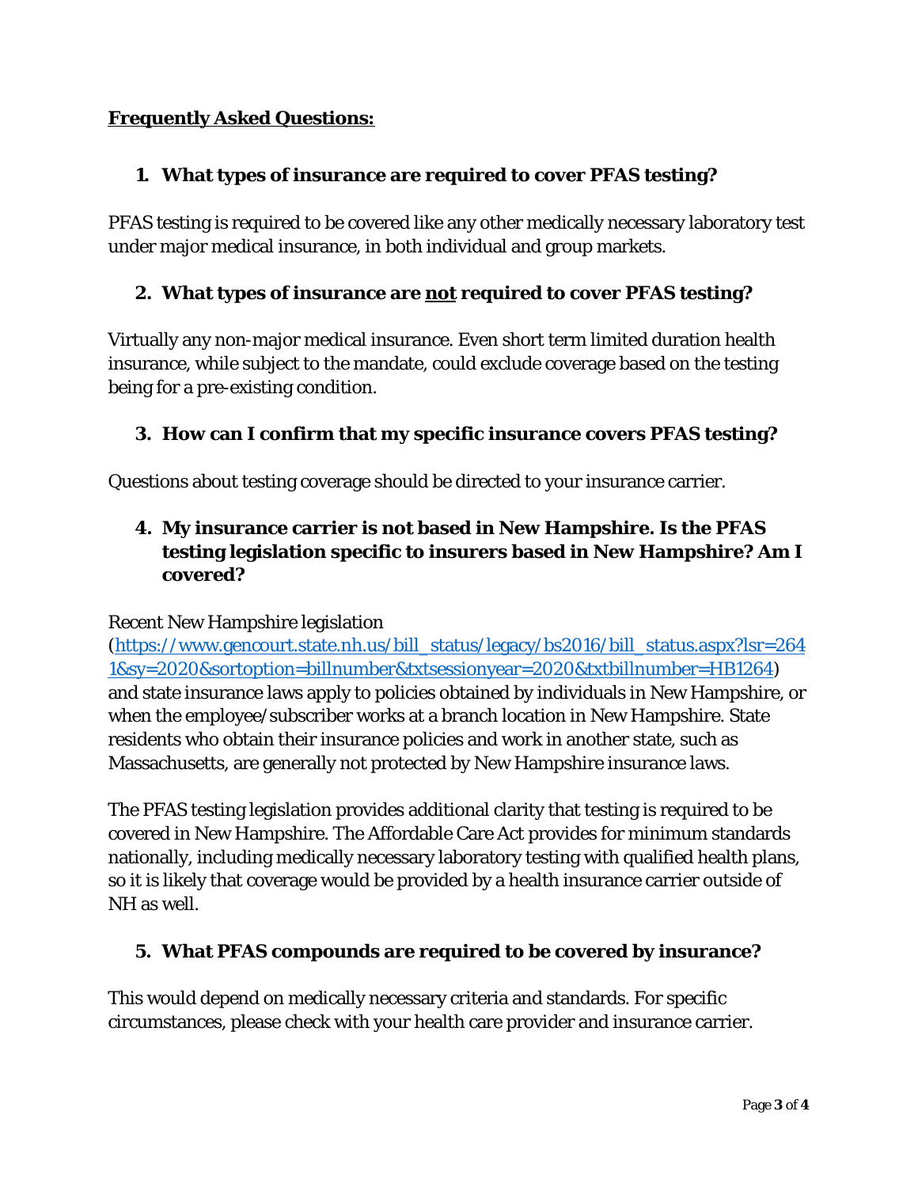## Frequently Asked Questions:

### 1. What types of insurance are required to cover PFAS testing?

PFAS testing is required to be covered like any other medically necessary laboratory test under major medical insurance, in both individual and group markets.

### 2. What types of insurance are not required to cover PFAS testing?

Virtually any non-major medical insurance. Even short term limited duration health insurance, while subject to the mandate, could exclude coverage based on the testing being for a pre-existing condition.

### 3. How can I confirm that my specific insurance covers PFAS testing?

Questions about testing coverage should be directed to your insurance carrier.

### 4. My insurance carrier is not based in New Hampshire. Is the PFAS testing legislation specific to insurers based in New Hampshire? Am I covered?

Recent New Hampshire legislation (https://www.gencourt.state.nh.us/bill_status/legacy/bs2016/bill_status.aspx?lsr=2641&sy=2020&sortoption=billnumber&txtsessionyear=2020&txtbillnumber=HB1264) and state insurance laws apply to policies obtained by individuals in New Hampshire, or when the employee/subscriber works at a branch location in New Hampshire. State residents who obtain their insurance policies and work in another state, such as Massachusetts, are generally not protected by New Hampshire insurance laws.

The PFAS testing legislation provides additional clarity that testing is required to be covered in New Hampshire. The Affordable Care Act provides for minimum standards nationally, including medically necessary laboratory testing with qualified health plans, so it is likely that coverage would be provided by a health insurance carrier outside of NH as well.

### 5. What PFAS compounds are required to be covered by insurance?

This would depend on medically necessary criteria and standards. For specific circumstances, please check with your health care provider and insurance carrier.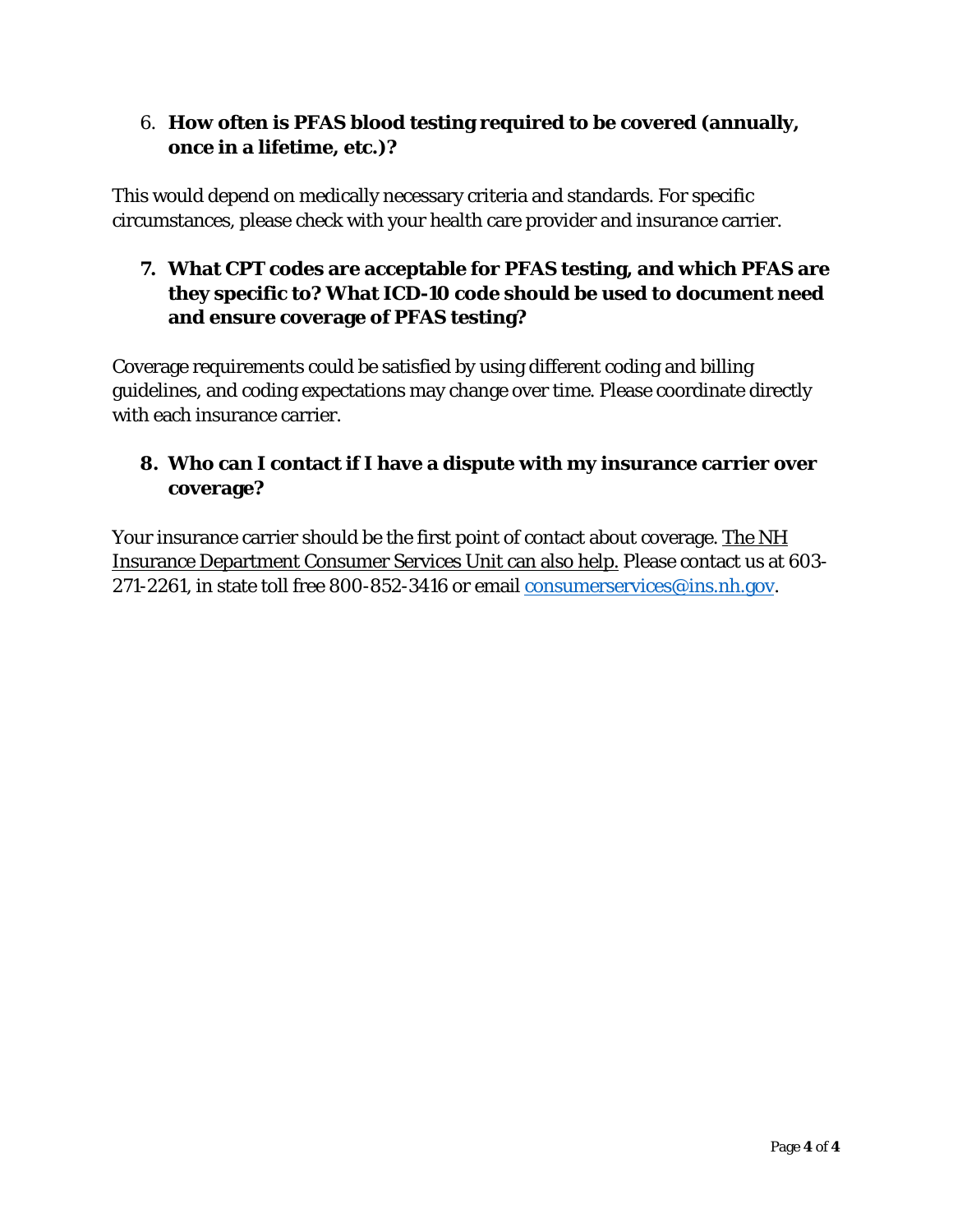6. **How often is PFAS blood testing required to be covered (annually, once in a lifetime, etc.)?**

This would depend on medically necessary criteria and standards. For specific circumstances, please check with your health care provider and insurance carrier.

7. **What CPT codes are acceptable for PFAS testing, and which PFAS are they specific to? What ICD-10 code should be used to document need and ensure coverage of PFAS testing?**

Coverage requirements could be satisfied by using different coding and billing guidelines, and coding expectations may change over time. Please coordinate directly with each insurance carrier.

8. **Who can I contact if I have a dispute with my insurance carrier over coverage?**

Your insurance carrier should be the first point of contact about coverage. The NH Insurance Department Consumer Services Unit can also help. Please contact us at 603-271-2261, in state toll free 800-852-3416 or email consumerservices@ins.nh.gov.